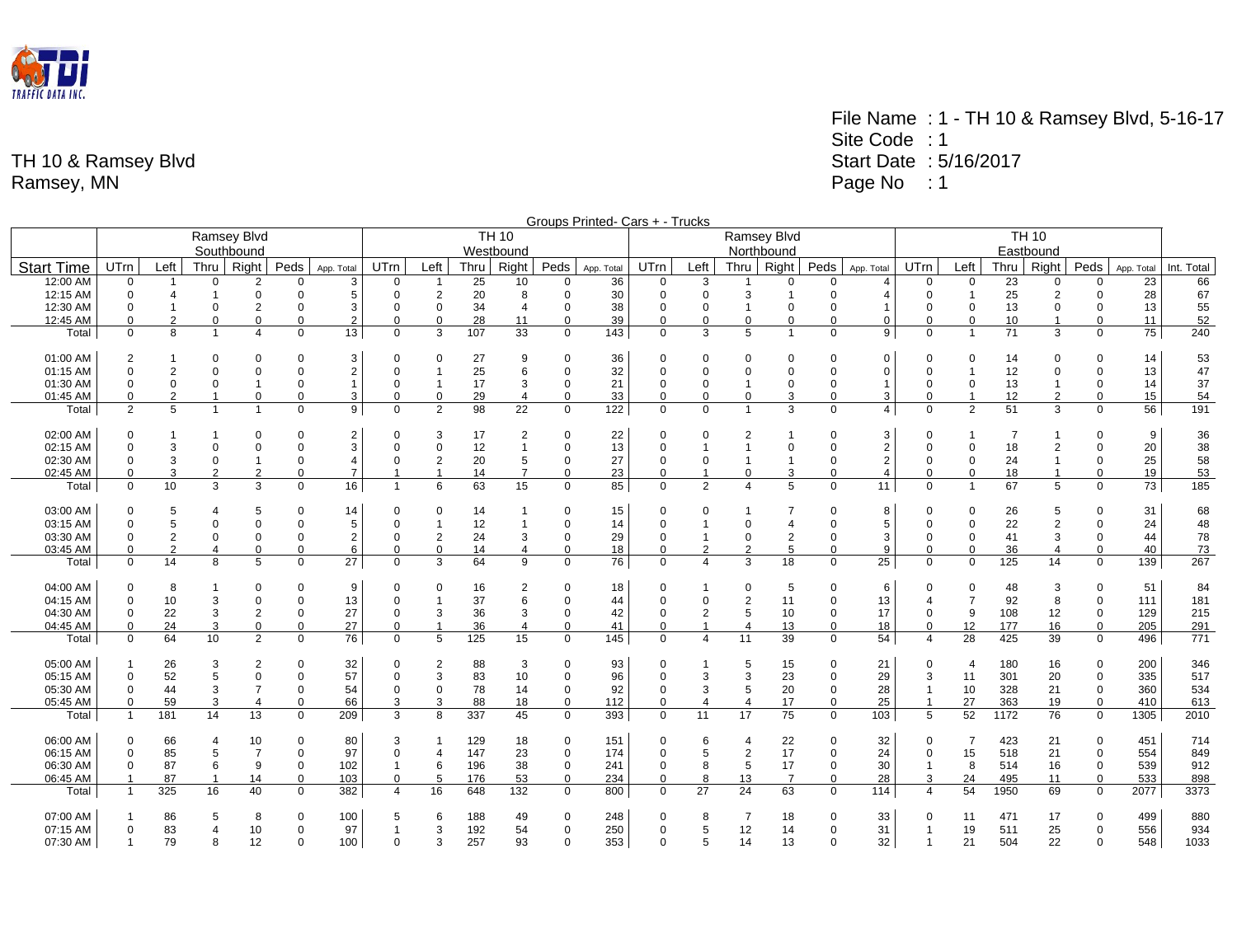TH 10 & Ramsey Blvd
Ramsey, MN

File Name : 1 - TH 10 & Ramsey Blvd, 5-16-17
Site Code : 1
Start Date : 5/16/2017
Page No : 1

Groups Printed- Cars + - Trucks

| | Ramsey Blvd Southbound | | | | | | TH 10 Westbound | | | | | | Ramsey Blvd Northbound | | | | | | TH 10 Eastbound | | | | | | |
|---|---|---|---|---|---|---|---|---|---|---|---|---|---|---|---|---|---|---|---|---|---|---|---|---|---|
| Start Time | UTrn | Left | Thru | Right | Peds | App. Total | UTrn | Left | Thru | Right | Peds | App. Total | UTrn | Left | Thru | Right | Peds | App. Total | UTrn | Left | Thru | Right | Peds | App. Total | Int. Total |
| 12:00 AM | 0 | 1 | 0 | 2 | 0 | 3 | 0 | 1 | 25 | 10 | 0 | 36 | 0 | 3 | 1 | 0 | 0 | 4 | 0 | 0 | 23 | 0 | 0 | 23 | 66 |
| 12:15 AM | 0 | 4 | 1 | 0 | 0 | 5 | 0 | 2 | 20 | 8 | 0 | 30 | 0 | 0 | 3 | 1 | 0 | 4 | 0 | 1 | 25 | 2 | 0 | 28 | 67 |
| 12:30 AM | 0 | 1 | 0 | 2 | 0 | 3 | 0 | 0 | 34 | 4 | 0 | 38 | 0 | 0 | 1 | 0 | 0 | 1 | 0 | 0 | 13 | 0 | 0 | 13 | 55 |
| 12:45 AM | 0 | 2 | 0 | 0 | 0 | 2 | 0 | 0 | 28 | 11 | 0 | 39 | 0 | 0 | 0 | 0 | 0 | 0 | 0 | 0 | 10 | 1 | 0 | 11 | 52 |
| Total | 0 | 8 | 1 | 4 | 0 | 13 | 0 | 3 | 107 | 33 | 0 | 143 | 0 | 3 | 5 | 1 | 0 | 9 | 0 | 1 | 71 | 3 | 0 | 75 | 240 |
| 01:00 AM | 2 | 1 | 0 | 0 | 0 | 3 | 0 | 0 | 27 | 9 | 0 | 36 | 0 | 0 | 0 | 0 | 0 | 0 | 0 | 0 | 14 | 0 | 0 | 14 | 53 |
| 01:15 AM | 0 | 2 | 0 | 0 | 0 | 2 | 0 | 1 | 25 | 6 | 0 | 32 | 0 | 0 | 0 | 0 | 0 | 0 | 0 | 1 | 12 | 0 | 0 | 13 | 47 |
| 01:30 AM | 0 | 0 | 0 | 1 | 0 | 1 | 0 | 1 | 17 | 3 | 0 | 21 | 0 | 0 | 1 | 0 | 0 | 1 | 0 | 0 | 13 | 1 | 0 | 14 | 37 |
| 01:45 AM | 0 | 2 | 1 | 0 | 0 | 3 | 0 | 0 | 29 | 4 | 0 | 33 | 0 | 0 | 0 | 3 | 0 | 3 | 0 | 1 | 12 | 2 | 0 | 15 | 54 |
| Total | 2 | 5 | 1 | 1 | 0 | 9 | 0 | 2 | 98 | 22 | 0 | 122 | 0 | 0 | 1 | 3 | 0 | 4 | 0 | 2 | 51 | 3 | 0 | 56 | 191 |
| 02:00 AM | 0 | 1 | 1 | 0 | 0 | 2 | 0 | 3 | 17 | 2 | 0 | 22 | 0 | 0 | 2 | 1 | 0 | 3 | 0 | 1 | 7 | 1 | 0 | 9 | 36 |
| 02:15 AM | 0 | 3 | 0 | 0 | 0 | 3 | 0 | 0 | 12 | 1 | 0 | 13 | 0 | 1 | 1 | 0 | 0 | 2 | 0 | 0 | 18 | 2 | 0 | 20 | 38 |
| 02:30 AM | 0 | 3 | 0 | 1 | 0 | 4 | 0 | 2 | 20 | 5 | 0 | 27 | 0 | 0 | 1 | 1 | 0 | 2 | 0 | 0 | 24 | 1 | 0 | 25 | 58 |
| 02:45 AM | 0 | 3 | 2 | 2 | 0 | 7 | 1 | 1 | 14 | 7 | 0 | 23 | 0 | 1 | 0 | 3 | 0 | 4 | 0 | 0 | 18 | 1 | 0 | 19 | 53 |
| Total | 0 | 10 | 3 | 3 | 0 | 16 | 1 | 6 | 63 | 15 | 0 | 85 | 0 | 2 | 4 | 5 | 0 | 11 | 0 | 1 | 67 | 5 | 0 | 73 | 185 |
| 03:00 AM | 0 | 5 | 4 | 5 | 0 | 14 | 0 | 0 | 14 | 1 | 0 | 15 | 0 | 0 | 1 | 7 | 0 | 8 | 0 | 0 | 26 | 5 | 0 | 31 | 68 |
| 03:15 AM | 0 | 5 | 0 | 0 | 0 | 5 | 0 | 1 | 12 | 1 | 0 | 14 | 0 | 1 | 0 | 4 | 0 | 5 | 0 | 0 | 22 | 2 | 0 | 24 | 48 |
| 03:30 AM | 0 | 2 | 0 | 0 | 0 | 2 | 0 | 2 | 24 | 3 | 0 | 29 | 0 | 1 | 0 | 2 | 0 | 3 | 0 | 0 | 41 | 3 | 0 | 44 | 78 |
| 03:45 AM | 0 | 2 | 4 | 0 | 0 | 6 | 0 | 0 | 14 | 4 | 0 | 18 | 0 | 2 | 2 | 5 | 0 | 9 | 0 | 0 | 36 | 4 | 0 | 40 | 73 |
| Total | 0 | 14 | 8 | 5 | 0 | 27 | 0 | 3 | 64 | 9 | 0 | 76 | 0 | 4 | 3 | 18 | 0 | 25 | 0 | 0 | 125 | 14 | 0 | 139 | 267 |
| 04:00 AM | 0 | 8 | 1 | 0 | 0 | 9 | 0 | 0 | 16 | 2 | 0 | 18 | 0 | 1 | 0 | 5 | 0 | 6 | 0 | 0 | 48 | 3 | 0 | 51 | 84 |
| 04:15 AM | 0 | 10 | 3 | 0 | 0 | 13 | 0 | 1 | 37 | 6 | 0 | 44 | 0 | 0 | 2 | 11 | 0 | 13 | 4 | 7 | 92 | 8 | 0 | 111 | 181 |
| 04:30 AM | 0 | 22 | 3 | 2 | 0 | 27 | 0 | 3 | 36 | 3 | 0 | 42 | 0 | 2 | 5 | 10 | 0 | 17 | 0 | 9 | 108 | 12 | 0 | 129 | 215 |
| 04:45 AM | 0 | 24 | 3 | 0 | 0 | 27 | 0 | 1 | 36 | 4 | 0 | 41 | 0 | 1 | 4 | 13 | 0 | 18 | 0 | 12 | 177 | 16 | 0 | 205 | 291 |
| Total | 0 | 64 | 10 | 2 | 0 | 76 | 0 | 5 | 125 | 15 | 0 | 145 | 0 | 4 | 11 | 39 | 0 | 54 | 4 | 28 | 425 | 39 | 0 | 496 | 771 |
| 05:00 AM | 1 | 26 | 3 | 2 | 0 | 32 | 0 | 2 | 88 | 3 | 0 | 93 | 0 | 1 | 5 | 15 | 0 | 21 | 0 | 4 | 180 | 16 | 0 | 200 | 346 |
| 05:15 AM | 0 | 52 | 5 | 0 | 0 | 57 | 0 | 3 | 83 | 10 | 0 | 96 | 0 | 3 | 3 | 23 | 0 | 29 | 3 | 11 | 301 | 20 | 0 | 335 | 517 |
| 05:30 AM | 0 | 44 | 3 | 7 | 0 | 54 | 0 | 0 | 78 | 14 | 0 | 92 | 0 | 3 | 5 | 20 | 0 | 28 | 1 | 10 | 328 | 21 | 0 | 360 | 534 |
| 05:45 AM | 0 | 59 | 3 | 4 | 0 | 66 | 3 | 3 | 88 | 18 | 0 | 112 | 0 | 4 | 4 | 17 | 0 | 25 | 1 | 27 | 363 | 19 | 0 | 410 | 613 |
| Total | 1 | 181 | 14 | 13 | 0 | 209 | 3 | 8 | 337 | 45 | 0 | 393 | 0 | 11 | 17 | 75 | 0 | 103 | 5 | 52 | 1172 | 76 | 0 | 1305 | 2010 |
| 06:00 AM | 0 | 66 | 4 | 10 | 0 | 80 | 3 | 1 | 129 | 18 | 0 | 151 | 0 | 6 | 4 | 22 | 0 | 32 | 0 | 7 | 423 | 21 | 0 | 451 | 714 |
| 06:15 AM | 0 | 85 | 5 | 7 | 0 | 97 | 0 | 4 | 147 | 23 | 0 | 174 | 0 | 5 | 2 | 17 | 0 | 24 | 0 | 15 | 518 | 21 | 0 | 554 | 849 |
| 06:30 AM | 0 | 87 | 6 | 9 | 0 | 102 | 1 | 6 | 196 | 38 | 0 | 241 | 0 | 8 | 5 | 17 | 0 | 30 | 1 | 8 | 514 | 16 | 0 | 539 | 912 |
| 06:45 AM | 1 | 87 | 1 | 14 | 0 | 103 | 0 | 5 | 176 | 53 | 0 | 234 | 0 | 8 | 13 | 7 | 0 | 28 | 3 | 24 | 495 | 11 | 0 | 533 | 898 |
| Total | 1 | 325 | 16 | 40 | 0 | 382 | 4 | 16 | 648 | 132 | 0 | 800 | 0 | 27 | 24 | 63 | 0 | 114 | 4 | 54 | 1950 | 69 | 0 | 2077 | 3373 |
| 07:00 AM | 1 | 86 | 5 | 8 | 0 | 100 | 5 | 6 | 188 | 49 | 0 | 248 | 0 | 8 | 7 | 18 | 0 | 33 | 0 | 11 | 471 | 17 | 0 | 499 | 880 |
| 07:15 AM | 0 | 83 | 4 | 10 | 0 | 97 | 1 | 3 | 192 | 54 | 0 | 250 | 0 | 5 | 12 | 14 | 0 | 31 | 1 | 19 | 511 | 25 | 0 | 556 | 934 |
| 07:30 AM | 1 | 79 | 8 | 12 | 0 | 100 | 0 | 3 | 257 | 93 | 0 | 353 | 0 | 5 | 14 | 13 | 0 | 32 | 1 | 21 | 504 | 22 | 0 | 548 | 1033 |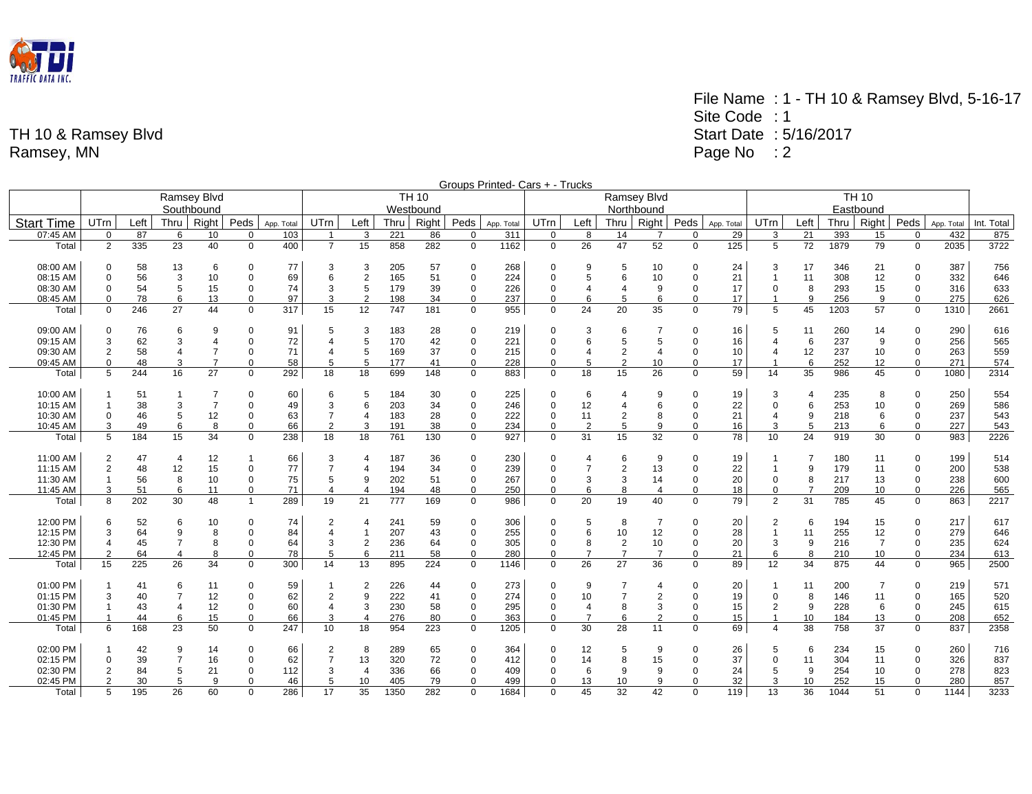TRAFFIC DATA INC.

TH 10 & Ramsey Blvd
Ramsey, MN

File Name : 1 - TH 10 & Ramsey Blvd, 5-16-17
Site Code : 1
Start Date : 5/16/2017
Page No : 2

Groups Printed- Cars + - Trucks

| | Ramsey Blvd Southbound | | | | | | TH 10 Westbound | | | | | | Ramsey Blvd Northbound | | | | | | TH 10 Eastbound | | | | | | |
|---|---|---|---|---|---|---|---|---|---|---|---|---|---|---|---|---|---|---|---|---|---|---|---|---|---|
| Start Time | UTrn | Left | Thru | Right | Peds | App. Total | UTrn | Left | Thru | Right | Peds | App. Total | UTrn | Left | Thru | Right | Peds | App. Total | UTrn | Left | Thru | Right | Peds | App. Total | Int. Total |
| 07:45 AM | 0 | 87 | 6 | 10 | 0 | 103 | 1 | 3 | 221 | 86 | 0 | 311 | 0 | 8 | 14 | 7 | 0 | 29 | 3 | 21 | 393 | 15 | 0 | 432 | 875 |
| Total | 2 | 335 | 23 | 40 | 0 | 400 | 7 | 15 | 858 | 282 | 0 | 1162 | 0 | 26 | 47 | 52 | 0 | 125 | 5 | 72 | 1879 | 79 | 0 | 2035 | 3722 |
| 08:00 AM | 0 | 58 | 13 | 6 | 0 | 77 | 3 | 3 | 205 | 57 | 0 | 268 | 0 | 9 | 5 | 10 | 0 | 24 | 3 | 17 | 346 | 21 | 0 | 387 | 756 |
| 08:15 AM | 0 | 56 | 3 | 10 | 0 | 69 | 6 | 2 | 165 | 51 | 0 | 224 | 0 | 5 | 6 | 10 | 0 | 21 | 1 | 11 | 308 | 12 | 0 | 332 | 646 |
| 08:30 AM | 0 | 54 | 5 | 15 | 0 | 74 | 3 | 5 | 179 | 39 | 0 | 226 | 0 | 4 | 4 | 9 | 0 | 17 | 0 | 8 | 293 | 15 | 0 | 316 | 633 |
| 08:45 AM | 0 | 78 | 6 | 13 | 0 | 97 | 3 | 2 | 198 | 34 | 0 | 237 | 0 | 6 | 5 | 6 | 0 | 17 | 1 | 9 | 256 | 9 | 0 | 275 | 626 |
| Total | 0 | 246 | 27 | 44 | 0 | 317 | 15 | 12 | 747 | 181 | 0 | 955 | 0 | 24 | 20 | 35 | 0 | 79 | 5 | 45 | 1203 | 57 | 0 | 1310 | 2661 |
| 09:00 AM | 0 | 76 | 6 | 9 | 0 | 91 | 5 | 3 | 183 | 28 | 0 | 219 | 0 | 3 | 6 | 7 | 0 | 16 | 5 | 11 | 260 | 14 | 0 | 290 | 616 |
| 09:15 AM | 3 | 62 | 3 | 4 | 0 | 72 | 4 | 5 | 170 | 42 | 0 | 221 | 0 | 6 | 5 | 5 | 0 | 16 | 4 | 6 | 237 | 9 | 0 | 256 | 565 |
| 09:30 AM | 2 | 58 | 4 | 7 | 0 | 71 | 4 | 5 | 169 | 37 | 0 | 215 | 0 | 4 | 2 | 4 | 0 | 10 | 4 | 12 | 237 | 10 | 0 | 263 | 559 |
| 09:45 AM | 0 | 48 | 3 | 7 | 0 | 58 | 5 | 5 | 177 | 41 | 0 | 228 | 0 | 5 | 2 | 10 | 0 | 17 | 1 | 6 | 252 | 12 | 0 | 271 | 574 |
| Total | 5 | 244 | 16 | 27 | 0 | 292 | 18 | 18 | 699 | 148 | 0 | 883 | 0 | 18 | 15 | 26 | 0 | 59 | 14 | 35 | 986 | 45 | 0 | 1080 | 2314 |
| 10:00 AM | 1 | 51 | 1 | 7 | 0 | 60 | 6 | 5 | 184 | 30 | 0 | 225 | 0 | 6 | 4 | 9 | 0 | 19 | 3 | 4 | 235 | 8 | 0 | 250 | 554 |
| 10:15 AM | 1 | 38 | 3 | 7 | 0 | 49 | 3 | 6 | 203 | 34 | 0 | 246 | 0 | 12 | 4 | 6 | 0 | 22 | 0 | 6 | 253 | 10 | 0 | 269 | 586 |
| 10:30 AM | 0 | 46 | 5 | 12 | 0 | 63 | 7 | 4 | 183 | 28 | 0 | 222 | 0 | 11 | 2 | 8 | 0 | 21 | 4 | 9 | 218 | 6 | 0 | 237 | 543 |
| 10:45 AM | 3 | 49 | 6 | 8 | 0 | 66 | 2 | 3 | 191 | 38 | 0 | 234 | 0 | 2 | 5 | 9 | 0 | 16 | 3 | 5 | 213 | 6 | 0 | 227 | 543 |
| Total | 5 | 184 | 15 | 34 | 0 | 238 | 18 | 18 | 761 | 130 | 0 | 927 | 0 | 31 | 15 | 32 | 0 | 78 | 10 | 24 | 919 | 30 | 0 | 983 | 2226 |
| 11:00 AM | 2 | 47 | 4 | 12 | 1 | 66 | 3 | 4 | 187 | 36 | 0 | 230 | 0 | 4 | 6 | 9 | 0 | 19 | 1 | 7 | 180 | 11 | 0 | 199 | 514 |
| 11:15 AM | 2 | 48 | 12 | 15 | 0 | 77 | 7 | 4 | 194 | 34 | 0 | 239 | 0 | 7 | 2 | 13 | 0 | 22 | 1 | 9 | 179 | 11 | 0 | 200 | 538 |
| 11:30 AM | 1 | 56 | 8 | 10 | 0 | 75 | 5 | 9 | 202 | 51 | 0 | 267 | 0 | 3 | 3 | 14 | 0 | 20 | 0 | 8 | 217 | 13 | 0 | 238 | 600 |
| 11:45 AM | 3 | 51 | 6 | 11 | 0 | 71 | 4 | 4 | 194 | 48 | 0 | 250 | 0 | 6 | 8 | 4 | 0 | 18 | 0 | 7 | 209 | 10 | 0 | 226 | 565 |
| Total | 8 | 202 | 30 | 48 | 1 | 289 | 19 | 21 | 777 | 169 | 0 | 986 | 0 | 20 | 19 | 40 | 0 | 79 | 2 | 31 | 785 | 45 | 0 | 863 | 2217 |
| 12:00 PM | 6 | 52 | 6 | 10 | 0 | 74 | 2 | 4 | 241 | 59 | 0 | 306 | 0 | 5 | 8 | 7 | 0 | 20 | 2 | 6 | 194 | 15 | 0 | 217 | 617 |
| 12:15 PM | 3 | 64 | 9 | 8 | 0 | 84 | 4 | 1 | 207 | 43 | 0 | 255 | 0 | 6 | 10 | 12 | 0 | 28 | 1 | 11 | 255 | 12 | 0 | 279 | 646 |
| 12:30 PM | 4 | 45 | 7 | 8 | 0 | 64 | 3 | 2 | 236 | 64 | 0 | 305 | 0 | 8 | 2 | 10 | 0 | 20 | 3 | 9 | 216 | 7 | 0 | 235 | 624 |
| 12:45 PM | 2 | 64 | 4 | 8 | 0 | 78 | 5 | 6 | 211 | 58 | 0 | 280 | 0 | 7 | 7 | 7 | 0 | 21 | 6 | 8 | 210 | 10 | 0 | 234 | 613 |
| Total | 15 | 225 | 26 | 34 | 0 | 300 | 14 | 13 | 895 | 224 | 0 | 1146 | 0 | 26 | 27 | 36 | 0 | 89 | 12 | 34 | 875 | 44 | 0 | 965 | 2500 |
| 01:00 PM | 1 | 41 | 6 | 11 | 0 | 59 | 1 | 2 | 226 | 44 | 0 | 273 | 0 | 9 | 7 | 4 | 0 | 20 | 1 | 11 | 200 | 7 | 0 | 219 | 571 |
| 01:15 PM | 3 | 40 | 7 | 12 | 0 | 62 | 2 | 9 | 222 | 41 | 0 | 274 | 0 | 10 | 7 | 2 | 0 | 19 | 0 | 8 | 146 | 11 | 0 | 165 | 520 |
| 01:30 PM | 1 | 43 | 4 | 12 | 0 | 60 | 4 | 3 | 230 | 58 | 0 | 295 | 0 | 4 | 8 | 3 | 0 | 15 | 2 | 9 | 228 | 6 | 0 | 245 | 615 |
| 01:45 PM | 1 | 44 | 6 | 15 | 0 | 66 | 3 | 4 | 276 | 80 | 0 | 363 | 0 | 7 | 6 | 2 | 0 | 15 | 1 | 10 | 184 | 13 | 0 | 208 | 652 |
| Total | 6 | 168 | 23 | 50 | 0 | 247 | 10 | 18 | 954 | 223 | 0 | 1205 | 0 | 30 | 28 | 11 | 0 | 69 | 4 | 38 | 758 | 37 | 0 | 837 | 2358 |
| 02:00 PM | 1 | 42 | 9 | 14 | 0 | 66 | 2 | 8 | 289 | 65 | 0 | 364 | 0 | 12 | 5 | 9 | 0 | 26 | 5 | 6 | 234 | 15 | 0 | 260 | 716 |
| 02:15 PM | 0 | 39 | 7 | 16 | 0 | 62 | 7 | 13 | 320 | 72 | 0 | 412 | 0 | 14 | 8 | 15 | 0 | 37 | 0 | 11 | 304 | 11 | 0 | 326 | 837 |
| 02:30 PM | 2 | 84 | 5 | 21 | 0 | 112 | 3 | 4 | 336 | 66 | 0 | 409 | 0 | 6 | 9 | 9 | 0 | 24 | 5 | 9 | 254 | 10 | 0 | 278 | 823 |
| 02:45 PM | 2 | 30 | 5 | 9 | 0 | 46 | 5 | 10 | 405 | 79 | 0 | 499 | 0 | 13 | 10 | 9 | 0 | 32 | 3 | 10 | 252 | 15 | 0 | 280 | 857 |
| Total | 5 | 195 | 26 | 60 | 0 | 286 | 17 | 35 | 1350 | 282 | 0 | 1684 | 0 | 45 | 32 | 42 | 0 | 119 | 13 | 36 | 1044 | 51 | 0 | 1144 | 3233 |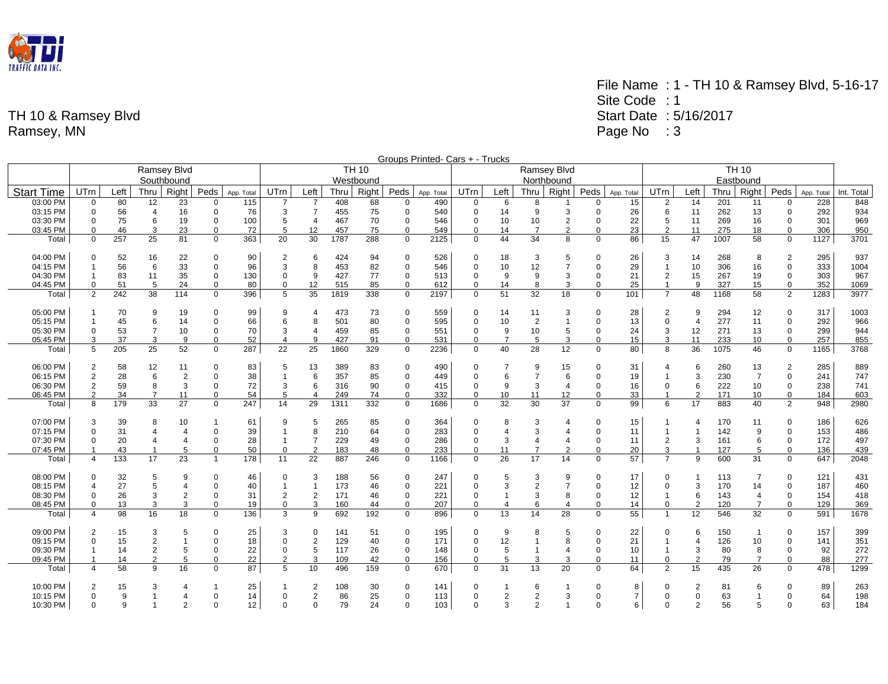TH 10 & Ramsey Blvd
Ramsey, MN

File Name : 1 - TH 10 & Ramsey Blvd, 5-16-17
Site Code : 1
Start Date : 5/16/2017
Page No : 3

Groups Printed- Cars + - Trucks

| | Ramsey Blvd Southbound | | | | | | TH 10 Westbound | | | | | | Ramsey Blvd Northbound | | | | | | TH 10 Eastbound | | | | | | |
|---|---|---|---|---|---|---|---|---|---|---|---|---|---|---|---|---|---|---|---|---|---|---|---|---|---|
| Start Time | UTrn | Left | Thru | Right | Peds | App. Total | UTrn | Left | Thru | Right | Peds | App. Total | UTrn | Left | Thru | Right | Peds | App. Total | UTrn | Left | Thru | Right | Peds | App. Total | Int. Total |
| 03:00 PM | 0 | 80 | 12 | 23 | 0 | 115 | 7 | 7 | 408 | 68 | 0 | 490 | 0 | 6 | 8 | 1 | 0 | 15 | 2 | 14 | 201 | 11 | 0 | 228 | 848 |
| 03:15 PM | 0 | 56 | 4 | 16 | 0 | 76 | 3 | 7 | 455 | 75 | 0 | 540 | 0 | 14 | 9 | 3 | 0 | 26 | 6 | 11 | 262 | 13 | 0 | 292 | 934 |
| 03:30 PM | 0 | 75 | 6 | 19 | 0 | 100 | 5 | 4 | 467 | 70 | 0 | 546 | 0 | 10 | 10 | 2 | 0 | 22 | 5 | 11 | 269 | 16 | 0 | 301 | 969 |
| 03:45 PM | 0 | 46 | 3 | 23 | 0 | 72 | 5 | 12 | 457 | 75 | 0 | 549 | 0 | 14 | 7 | 2 | 0 | 23 | 2 | 11 | 275 | 18 | 0 | 306 | 950 |
| Total | 0 | 257 | 25 | 81 | 0 | 363 | 20 | 30 | 1787 | 288 | 0 | 2125 | 0 | 44 | 34 | 8 | 0 | 86 | 15 | 47 | 1007 | 58 | 0 | 1127 | 3701 |
| | | | | | | | | | | | | | | | | | | | | | | | | | |
| 04:00 PM | 0 | 52 | 16 | 22 | 0 | 90 | 2 | 6 | 424 | 94 | 0 | 526 | 0 | 18 | 3 | 5 | 0 | 26 | 3 | 14 | 268 | 8 | 2 | 295 | 937 |
| 04:15 PM | 1 | 56 | 6 | 33 | 0 | 96 | 3 | 8 | 453 | 82 | 0 | 546 | 0 | 10 | 12 | 7 | 0 | 29 | 1 | 10 | 306 | 16 | 0 | 333 | 1004 |
| 04:30 PM | 1 | 83 | 11 | 35 | 0 | 130 | 0 | 9 | 427 | 77 | 0 | 513 | 0 | 9 | 9 | 3 | 0 | 21 | 2 | 15 | 267 | 19 | 0 | 303 | 967 |
| 04:45 PM | 0 | 51 | 5 | 24 | 0 | 80 | 0 | 12 | 515 | 85 | 0 | 612 | 0 | 14 | 8 | 3 | 0 | 25 | 1 | 9 | 327 | 15 | 0 | 352 | 1069 |
| Total | 2 | 242 | 38 | 114 | 0 | 396 | 5 | 35 | 1819 | 338 | 0 | 2197 | 0 | 51 | 32 | 18 | 0 | 101 | 7 | 48 | 1168 | 58 | 2 | 1283 | 3977 |
| | | | | | | | | | | | | | | | | | | | | | | | | | |
| 05:00 PM | 1 | 70 | 9 | 19 | 0 | 99 | 9 | 4 | 473 | 73 | 0 | 559 | 0 | 14 | 11 | 3 | 0 | 28 | 2 | 9 | 294 | 12 | 0 | 317 | 1003 |
| 05:15 PM | 1 | 45 | 6 | 14 | 0 | 66 | 6 | 8 | 501 | 80 | 0 | 595 | 0 | 10 | 2 | 1 | 0 | 13 | 0 | 4 | 277 | 11 | 0 | 292 | 966 |
| 05:30 PM | 0 | 53 | 7 | 10 | 0 | 70 | 3 | 4 | 459 | 85 | 0 | 551 | 0 | 9 | 10 | 5 | 0 | 24 | 3 | 12 | 271 | 13 | 0 | 299 | 944 |
| 05:45 PM | 3 | 37 | 3 | 9 | 0 | 52 | 4 | 9 | 427 | 91 | 0 | 531 | 0 | 7 | 5 | 3 | 0 | 15 | 3 | 11 | 233 | 10 | 0 | 257 | 855 |
| Total | 5 | 205 | 25 | 52 | 0 | 287 | 22 | 25 | 1860 | 329 | 0 | 2236 | 0 | 40 | 28 | 12 | 0 | 80 | 8 | 36 | 1075 | 46 | 0 | 1165 | 3768 |
| | | | | | | | | | | | | | | | | | | | | | | | | | |
| 06:00 PM | 2 | 58 | 12 | 11 | 0 | 83 | 5 | 13 | 389 | 83 | 0 | 490 | 0 | 7 | 9 | 15 | 0 | 31 | 4 | 6 | 260 | 13 | 2 | 285 | 889 |
| 06:15 PM | 2 | 28 | 6 | 2 | 0 | 38 | 1 | 6 | 357 | 85 | 0 | 449 | 0 | 6 | 7 | 6 | 0 | 19 | 1 | 3 | 230 | 7 | 0 | 241 | 747 |
| 06:30 PM | 2 | 59 | 8 | 3 | 0 | 72 | 3 | 6 | 316 | 90 | 0 | 415 | 0 | 9 | 3 | 4 | 0 | 16 | 0 | 6 | 222 | 10 | 0 | 238 | 741 |
| 06:45 PM | 2 | 34 | 7 | 11 | 0 | 54 | 5 | 4 | 249 | 74 | 0 | 332 | 0 | 10 | 11 | 12 | 0 | 33 | 1 | 2 | 171 | 10 | 0 | 184 | 603 |
| Total | 8 | 179 | 33 | 27 | 0 | 247 | 14 | 29 | 1311 | 332 | 0 | 1686 | 0 | 32 | 30 | 37 | 0 | 99 | 6 | 17 | 883 | 40 | 2 | 948 | 2980 |
| | | | | | | | | | | | | | | | | | | | | | | | | | |
| 07:00 PM | 3 | 39 | 8 | 10 | 1 | 61 | 9 | 5 | 265 | 85 | 0 | 364 | 0 | 8 | 3 | 4 | 0 | 15 | 1 | 4 | 170 | 11 | 0 | 186 | 626 |
| 07:15 PM | 0 | 31 | 4 | 4 | 0 | 39 | 1 | 8 | 210 | 64 | 0 | 283 | 0 | 4 | 3 | 4 | 0 | 11 | 1 | 1 | 142 | 9 | 0 | 153 | 486 |
| 07:30 PM | 0 | 20 | 4 | 4 | 0 | 28 | 1 | 7 | 229 | 49 | 0 | 286 | 0 | 3 | 4 | 4 | 0 | 11 | 2 | 3 | 161 | 6 | 0 | 172 | 497 |
| 07:45 PM | 1 | 43 | 1 | 5 | 0 | 50 | 0 | 2 | 183 | 48 | 0 | 233 | 0 | 11 | 7 | 2 | 0 | 20 | 3 | 1 | 127 | 5 | 0 | 136 | 439 |
| Total | 4 | 133 | 17 | 23 | 1 | 178 | 11 | 22 | 887 | 246 | 0 | 1166 | 0 | 26 | 17 | 14 | 0 | 57 | 7 | 9 | 600 | 31 | 0 | 647 | 2048 |
| | | | | | | | | | | | | | | | | | | | | | | | | | |
| 08:00 PM | 0 | 32 | 5 | 9 | 0 | 46 | 0 | 3 | 188 | 56 | 0 | 247 | 0 | 5 | 3 | 9 | 0 | 17 | 0 | 1 | 113 | 7 | 0 | 121 | 431 |
| 08:15 PM | 4 | 27 | 5 | 4 | 0 | 40 | 1 | 1 | 173 | 46 | 0 | 221 | 0 | 3 | 2 | 7 | 0 | 12 | 0 | 3 | 170 | 14 | 0 | 187 | 460 |
| 08:30 PM | 0 | 26 | 3 | 2 | 0 | 31 | 2 | 2 | 171 | 46 | 0 | 221 | 0 | 1 | 3 | 8 | 0 | 12 | 1 | 6 | 143 | 4 | 0 | 154 | 418 |
| 08:45 PM | 0 | 13 | 3 | 3 | 0 | 19 | 0 | 3 | 160 | 44 | 0 | 207 | 0 | 4 | 6 | 4 | 0 | 14 | 0 | 2 | 120 | 7 | 0 | 129 | 369 |
| Total | 4 | 98 | 16 | 18 | 0 | 136 | 3 | 9 | 692 | 192 | 0 | 896 | 0 | 13 | 14 | 28 | 0 | 55 | 1 | 12 | 546 | 32 | 0 | 591 | 1678 |
| | | | | | | | | | | | | | | | | | | | | | | | | | |
| 09:00 PM | 2 | 15 | 3 | 5 | 0 | 25 | 3 | 0 | 141 | 51 | 0 | 195 | 0 | 9 | 8 | 5 | 0 | 22 | 0 | 6 | 150 | 1 | 0 | 157 | 399 |
| 09:15 PM | 0 | 15 | 2 | 1 | 0 | 18 | 0 | 2 | 129 | 40 | 0 | 171 | 0 | 12 | 1 | 8 | 0 | 21 | 1 | 4 | 126 | 10 | 0 | 141 | 351 |
| 09:30 PM | 1 | 14 | 2 | 5 | 0 | 22 | 0 | 5 | 117 | 26 | 0 | 148 | 0 | 5 | 1 | 4 | 0 | 10 | 1 | 3 | 80 | 8 | 0 | 92 | 272 |
| 09:45 PM | 1 | 14 | 2 | 5 | 0 | 22 | 2 | 3 | 109 | 42 | 0 | 156 | 0 | 5 | 3 | 3 | 0 | 11 | 0 | 2 | 79 | 7 | 0 | 88 | 277 |
| Total | 4 | 58 | 9 | 16 | 0 | 87 | 5 | 10 | 496 | 159 | 0 | 670 | 0 | 31 | 13 | 20 | 0 | 64 | 2 | 15 | 435 | 26 | 0 | 478 | 1299 |
| | | | | | | | | | | | | | | | | | | | | | | | | | |
| 10:00 PM | 2 | 15 | 3 | 4 | 1 | 25 | 1 | 2 | 108 | 30 | 0 | 141 | 0 | 1 | 6 | 1 | 0 | 8 | 0 | 2 | 81 | 6 | 0 | 89 | 263 |
| 10:15 PM | 0 | 9 | 1 | 4 | 0 | 14 | 0 | 2 | 86 | 25 | 0 | 113 | 0 | 2 | 2 | 3 | 0 | 7 | 0 | 0 | 63 | 1 | 0 | 64 | 198 |
| 10:30 PM | 0 | 9 | 1 | 2 | 0 | 12 | 0 | 0 | 79 | 24 | 0 | 103 | 0 | 3 | 2 | 1 | 0 | 6 | 0 | 2 | 56 | 5 | 0 | 63 | 184 |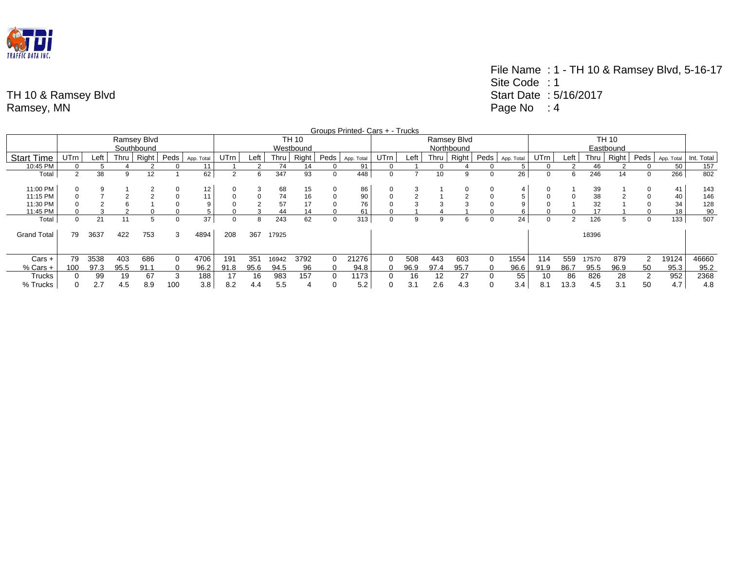TH 10 & Ramsey Blvd
Ramsey, MN

File Name : 1 - TH 10 & Ramsey Blvd, 5-16-17
Site Code : 1
Start Date : 5/16/2017
Page No : 4

Groups Printed- Cars + - Trucks

| | Ramsey Blvd Southbound | | | | | | TH 10 Westbound | | | | | | Ramsey Blvd Northbound | | | | | | TH 10 Eastbound | | | | | | |
|---|---|---|---|---|---|---|---|---|---|---|---|---|---|---|---|---|---|---|---|---|---|---|---|---|---|
| Start Time | UTrn | Left | Thru | Right | Peds | App. Total | UTrn | Left | Thru | Right | Peds | App. Total | UTrn | Left | Thru | Right | Peds | App. Total | UTrn | Left | Thru | Right | Peds | App. Total | Int. Total |
| 10:45 PM | 0 | 5 | 4 | 2 | 0 | 11 | 1 | 2 | 74 | 14 | 0 | 91 | 0 | 1 | 0 | 4 | 0 | 5 | 0 | 2 | 46 | 2 | 0 | 50 | 157 |
| Total | 2 | 38 | 9 | 12 | 1 | 62 | 2 | 6 | 347 | 93 | 0 | 448 | 0 | 7 | 10 | 9 | 0 | 26 | 0 | 6 | 246 | 14 | 0 | 266 | 802 |
| | | | | | | | | | | | | | | | | | | | | | | | | | |
| 11:00 PM | 0 | 9 | 1 | 2 | 0 | 12 | 0 | 3 | 68 | 15 | 0 | 86 | 0 | 3 | 1 | 0 | 0 | 4 | 0 | 1 | 39 | 1 | 0 | 41 | 143 |
| 11:15 PM | 0 | 7 | 2 | 2 | 0 | 11 | 0 | 0 | 74 | 16 | 0 | 90 | 0 | 2 | 1 | 2 | 0 | 5 | 0 | 0 | 38 | 2 | 0 | 40 | 146 |
| 11:30 PM | 0 | 2 | 6 | 1 | 0 | 9 | 0 | 2 | 57 | 17 | 0 | 76 | 0 | 3 | 3 | 3 | 0 | 9 | 0 | 1 | 32 | 1 | 0 | 34 | 128 |
| 11:45 PM | 0 | 3 | 2 | 0 | 0 | 5 | 0 | 3 | 44 | 14 | 0 | 61 | 0 | 1 | 4 | 1 | 0 | 6 | 0 | 0 | 17 | 1 | 0 | 18 | 90 |
| Total | 0 | 21 | 11 | 5 | 0 | 37 | 0 | 8 | 243 | 62 | 0 | 313 | 0 | 9 | 9 | 6 | 0 | 24 | 0 | 2 | 126 | 5 | 0 | 133 | 507 |
| | | | | | | | | | | | | | | | | | | | | | | | | | |
| Grand Total | 79 | 3637 | 422 | 753 | 3 | 4894 | 208 | 367 | 17925 | | | | | | | | | | | | 18396 | | | | |
| Cars + | 79 | 3538 | 403 | 686 | 0 | 4706 | 191 | 351 | 16942 | 3792 | 0 | 21276 | 0 | 508 | 443 | 603 | 0 | 1554 | 114 | 559 | 17570 | 879 | 2 | 19124 | 46660 |
| % Cars + | 100 | 97.3 | 95.5 | 91.1 | 0 | 96.2 | 91.8 | 95.6 | 94.5 | 96 | 0 | 94.8 | 0 | 96.9 | 97.4 | 95.7 | 0 | 96.6 | 91.9 | 86.7 | 95.5 | 96.9 | 50 | 95.3 | 95.2 |
| Trucks | 0 | 99 | 19 | 67 | 3 | 188 | 17 | 16 | 983 | 157 | 0 | 1173 | 0 | 16 | 12 | 27 | 0 | 55 | 10 | 86 | 826 | 28 | 2 | 952 | 2368 |
| % Trucks | 0 | 2.7 | 4.5 | 8.9 | 100 | 3.8 | 8.2 | 4.4 | 5.5 | 4 | 0 | 5.2 | 0 | 3.1 | 2.6 | 4.3 | 0 | 3.4 | 8.1 | 13.3 | 4.5 | 3.1 | 50 | 4.7 | 4.8 |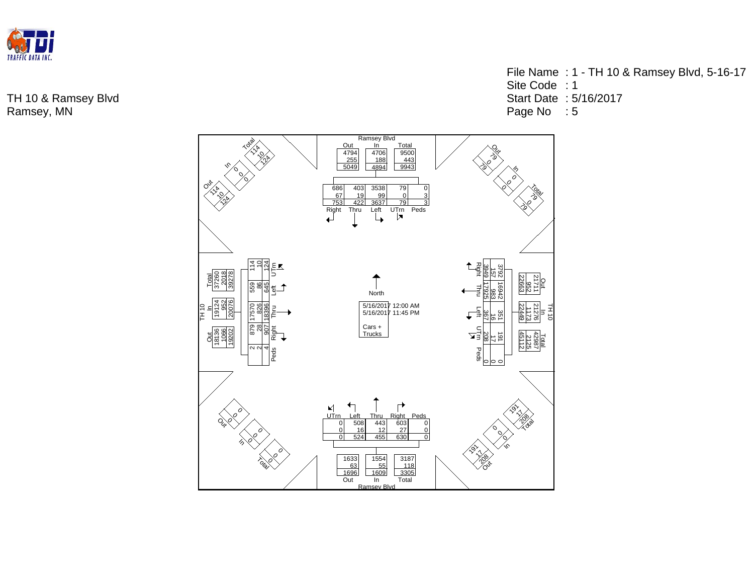TH 10 & Ramsey Blvd
Ramsey, MN

File Name : 1 - TH 10 & Ramsey Blvd, 5-16-17
Site Code : 1
Start Date : 5/16/2017
Page No : 5

North

5/16/2017 12:00 AM
5/16/2017 11:45 PM

Cars + Trucks

**Ramsey Blvd (North Approach)**

| | Out | In | Total |
|---|---|---|---|
| | 4794 | 4706 | 9500 |
| | 255 | 188 | 443 |
| | 5049 | 4894 | 9943 |

| Right | Thru | Left | UTrn | Peds |
|---|---|---|---|---|
| 686 | 403 | 3538 | 79 | 0 |
| 67 | 19 | 99 | 0 | 3 |
| 753 | 422 | 3637 | 79 | 3 |

**Ramsey Blvd (South Approach)**

| UTrn | Left | Thru | Right | Peds |
|---|---|---|---|---|
| 0 | 508 | 443 | 603 | 0 |
| 0 | 16 | 12 | 27 | 0 |
| 0 | 524 | 455 | 630 | 0 |

| | Out | In | Total |
|---|---|---|---|
| | 1633 | 1554 | 3187 |
| | 63 | 55 | 118 |
| | 1696 | 1609 | 3305 |

**TH 10 (West Approach)**

| | Out | In | Total |
|---|---|---|---|
| | 18136 | 19124 | 37260 |
| | 1066 | 952 | 2018 |
| | 19202 | 20076 | 39278 |

| UTrn | Left | Thru | Right | Peds |
|---|---|---|---|---|
| 114 | 559 | 17570 | 879 | 2 |
| 10 | 86 | 826 | 28 | 2 |
| 124 | 645 | 18396 | 907 | 4 |

**TH 10 (East Approach)**

| | Out | In | Total |
|---|---|---|---|
| | 21711 | 21276 | 42987 |
| | 952 | 1173 | 2125 |
| | 22663 | 22449 | 45112 |

| Right | Thru | Left | UTrn | Peds |
|---|---|---|---|---|
| 3792 | 16942 | 351 | 191 | 0 |
| 157 | 983 | 16 | 17 | 0 |
| 3949 | 17925 | 367 | 208 | 0 |

**Northwest corner**

| | Out | In | Total |
|---|---|---|---|
| | 114 | 0 | 114 |
| | 10 | 0 | 10 |
| | 124 | 0 | 124 |

**Northeast corner**

| | Out | In | Total |
|---|---|---|---|
| | 79 | 0 | 79 |
| | 0 | 0 | 0 |
| | 79 | 0 | 79 |

**Southwest corner**

| | Out | In | Total |
|---|---|---|---|
| | 0 | 0 | 0 |
| | 0 | 0 | 0 |
| | 0 | 0 | 0 |

**Southeast corner**

| | Out | In | Total |
|---|---|---|---|
| | 191 | 0 | 191 |
| | 17 | 0 | 17 |
| | 208 | 0 | 208 |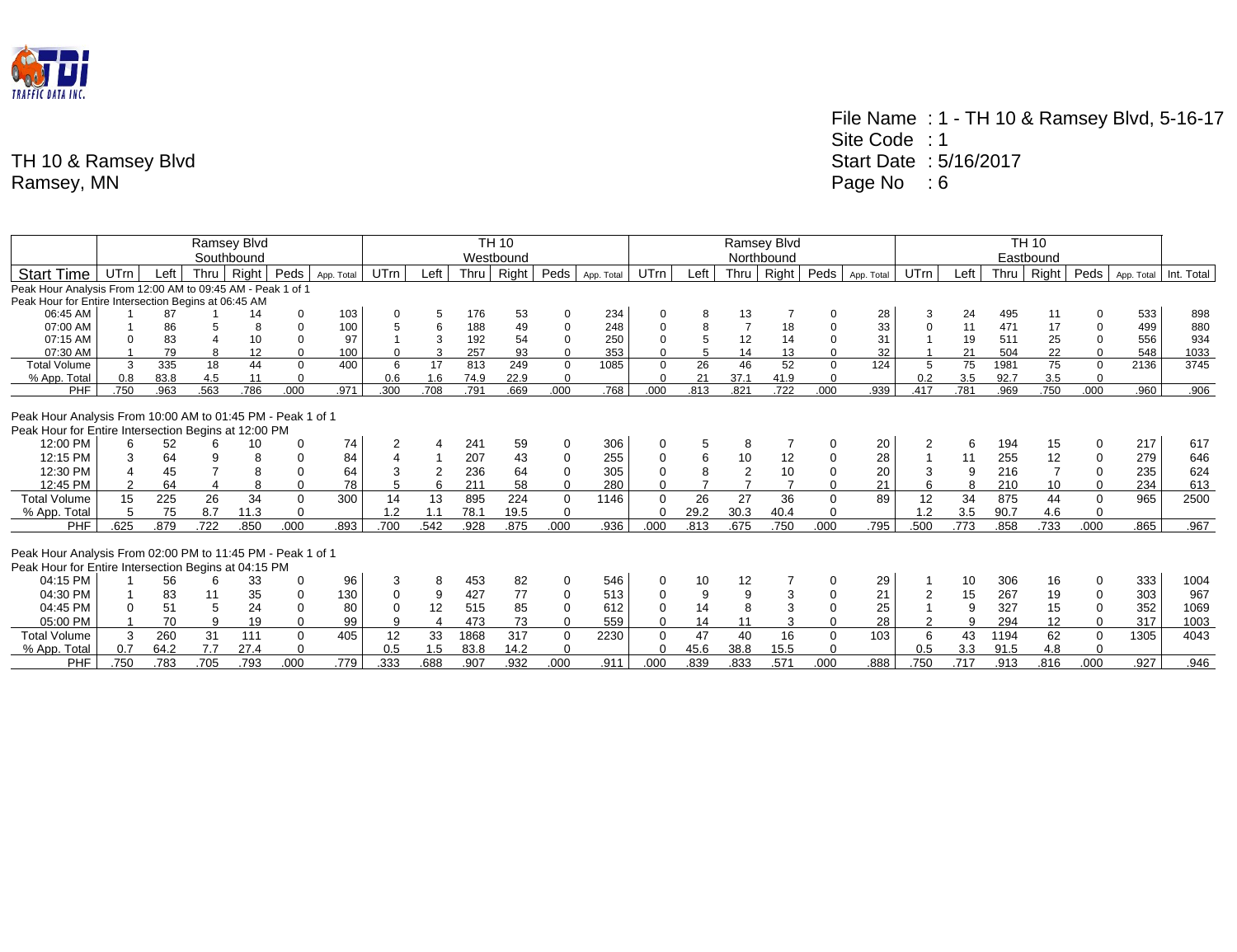TH 10 & Ramsey Blvd
Ramsey, MN

File Name : 1 - TH 10 & Ramsey Blvd, 5-16-17
Site Code : 1
Start Date : 5/16/2017
Page No : 6

| | Ramsey Blvd Southbound | | | | | | TH 10 Westbound | | | | | | Ramsey Blvd Northbound | | | | | | TH 10 Eastbound | | | | | | |
|---|---|---|---|---|---|---|---|---|---|---|---|---|---|---|---|---|---|---|---|---|---|---|---|---|---|
| Start Time | UTrn | Left | Thru | Right | Peds | App. Total | UTrn | Left | Thru | Right | Peds | App. Total | UTrn | Left | Thru | Right | Peds | App. Total | UTrn | Left | Thru | Right | Peds | App. Total | Int. Total |
| Peak Hour Analysis From 12:00 AM to 09:45 AM - Peak 1 of 1 | | | | | | | | | | | | | | | | | | | | | | | | | |
| Peak Hour for Entire Intersection Begins at 06:45 AM | | | | | | | | | | | | | | | | | | | | | | | | | |
| 06:45 AM | 1 | 87 | 1 | 14 | 0 | 103 | 0 | 5 | 176 | 53 | 0 | 234 | 0 | 8 | 13 | 7 | 0 | 28 | 3 | 24 | 495 | 11 | 0 | 533 | 898 |
| 07:00 AM | 1 | 86 | 5 | 8 | 0 | 100 | 5 | 6 | 188 | 49 | 0 | 248 | 0 | 8 | 7 | 18 | 0 | 33 | 0 | 11 | 471 | 17 | 0 | 499 | 880 |
| 07:15 AM | 0 | 83 | 4 | 10 | 0 | 97 | 1 | 3 | 192 | 54 | 0 | 250 | 0 | 5 | 12 | 14 | 0 | 31 | 1 | 19 | 511 | 25 | 0 | 556 | 934 |
| 07:30 AM | 1 | 79 | 8 | 12 | 0 | 100 | 0 | 3 | 257 | 93 | 0 | 353 | 0 | 5 | 14 | 13 | 0 | 32 | 1 | 21 | 504 | 22 | 0 | 548 | 1033 |
| Total Volume | 3 | 335 | 18 | 44 | 0 | 400 | 6 | 17 | 813 | 249 | 0 | 1085 | 0 | 26 | 46 | 52 | 0 | 124 | 5 | 75 | 1981 | 75 | 0 | 2136 | 3745 |
| % App. Total | 0.8 | 83.8 | 4.5 | 11 | 0 | | 0.6 | 1.6 | 74.9 | 22.9 | 0 | | 0 | 21 | 37.1 | 41.9 | 0 | | 0.2 | 3.5 | 92.7 | 3.5 | 0 | | |
| PHF | .750 | .963 | .563 | .786 | .000 | .971 | .300 | .708 | .791 | .669 | .000 | .768 | .000 | .813 | .821 | .722 | .000 | .939 | .417 | .781 | .969 | .750 | .000 | .960 | .906 |
| Peak Hour Analysis From 10:00 AM to 01:45 PM - Peak 1 of 1 | | | | | | | | | | | | | | | | | | | | | | | | | |
| Peak Hour for Entire Intersection Begins at 12:00 PM | | | | | | | | | | | | | | | | | | | | | | | | | |
| 12:00 PM | 6 | 52 | 6 | 10 | 0 | 74 | 2 | 4 | 241 | 59 | 0 | 306 | 0 | 5 | 8 | 7 | 0 | 20 | 2 | 6 | 194 | 15 | 0 | 217 | 617 |
| 12:15 PM | 3 | 64 | 9 | 8 | 0 | 84 | 4 | 1 | 207 | 43 | 0 | 255 | 0 | 6 | 10 | 12 | 0 | 28 | 1 | 11 | 255 | 12 | 0 | 279 | 646 |
| 12:30 PM | 4 | 45 | 7 | 8 | 0 | 64 | 3 | 2 | 236 | 64 | 0 | 305 | 0 | 8 | 2 | 10 | 0 | 20 | 3 | 9 | 216 | 7 | 0 | 235 | 624 |
| 12:45 PM | 2 | 64 | 4 | 8 | 0 | 78 | 5 | 6 | 211 | 58 | 0 | 280 | 0 | 7 | 7 | 7 | 0 | 21 | 6 | 8 | 210 | 10 | 0 | 234 | 613 |
| Total Volume | 15 | 225 | 26 | 34 | 0 | 300 | 14 | 13 | 895 | 224 | 0 | 1146 | 0 | 26 | 27 | 36 | 0 | 89 | 12 | 34 | 875 | 44 | 0 | 965 | 2500 |
| % App. Total | 5 | 75 | 8.7 | 11.3 | 0 | | 1.2 | 1.1 | 78.1 | 19.5 | 0 | | 0 | 29.2 | 30.3 | 40.4 | 0 | | 1.2 | 3.5 | 90.7 | 4.6 | 0 | | |
| PHF | .625 | .879 | .722 | .850 | .000 | .893 | .700 | .542 | .928 | .875 | .000 | .936 | .000 | .813 | .675 | .750 | .000 | .795 | .500 | .773 | .858 | .733 | .000 | .865 | .967 |
| Peak Hour Analysis From 02:00 PM to 11:45 PM - Peak 1 of 1 | | | | | | | | | | | | | | | | | | | | | | | | | |
| Peak Hour for Entire Intersection Begins at 04:15 PM | | | | | | | | | | | | | | | | | | | | | | | | | |
| 04:15 PM | 1 | 56 | 6 | 33 | 0 | 96 | 3 | 8 | 453 | 82 | 0 | 546 | 0 | 10 | 12 | 7 | 0 | 29 | 1 | 10 | 306 | 16 | 0 | 333 | 1004 |
| 04:30 PM | 1 | 83 | 11 | 35 | 0 | 130 | 0 | 9 | 427 | 77 | 0 | 513 | 0 | 9 | 9 | 3 | 0 | 21 | 2 | 15 | 267 | 19 | 0 | 303 | 967 |
| 04:45 PM | 0 | 51 | 5 | 24 | 0 | 80 | 0 | 12 | 515 | 85 | 0 | 612 | 0 | 14 | 8 | 3 | 0 | 25 | 1 | 9 | 327 | 15 | 0 | 352 | 1069 |
| 05:00 PM | 1 | 70 | 9 | 19 | 0 | 99 | 9 | 4 | 473 | 73 | 0 | 559 | 0 | 14 | 11 | 3 | 0 | 28 | 2 | 9 | 294 | 12 | 0 | 317 | 1003 |
| Total Volume | 3 | 260 | 31 | 111 | 0 | 405 | 12 | 33 | 1868 | 317 | 0 | 2230 | 0 | 47 | 40 | 16 | 0 | 103 | 6 | 43 | 1194 | 62 | 0 | 1305 | 4043 |
| % App. Total | 0.7 | 64.2 | 7.7 | 27.4 | 0 | | 0.5 | 1.5 | 83.8 | 14.2 | 0 | | 0 | 45.6 | 38.8 | 15.5 | 0 | | 0.5 | 3.3 | 91.5 | 4.8 | 0 | | |
| PHF | .750 | .783 | .705 | .793 | .000 | .779 | .333 | .688 | .907 | .932 | .000 | .911 | .000 | .839 | .833 | .571 | .000 | .888 | .750 | .717 | .913 | .816 | .000 | .927 | .946 |